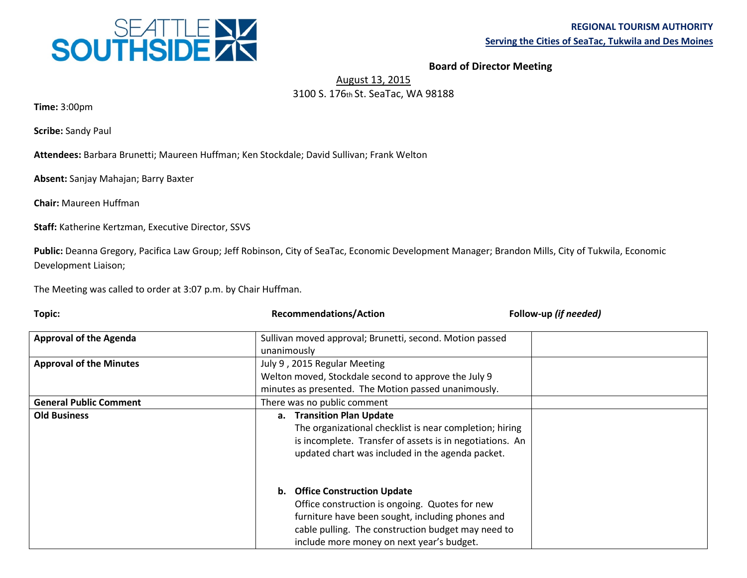SEATTLE SOUTHSIDE

**REGIONAL TOURISM AUTHORITY**

**Serving the Cities of SeaTac, Tukwila and Des Moines**

**Board of Director Meeting**

August 13, 2015

3100 S. 176th St. SeaTac, WA 98188

**Time:** 3:00pm

**Scribe:** Sandy Paul

**Attendees:** Barbara Brunetti; Maureen Huffman; Ken Stockdale; David Sullivan; Frank Welton

**Absent:** Sanjay Mahajan; Barry Baxter

**Chair:** Maureen Huffman

**Staff:** Katherine Kertzman, Executive Director, SSVS

**Public:** Deanna Gregory, Pacifica Law Group; Jeff Robinson, City of SeaTac, Economic Development Manager; Brandon Mills, City of Tukwila, Economic Development Liaison;

The Meeting was called to order at 3:07 p.m. by Chair Huffman.

| Topic: | Recommendations/Action | Follow-up *(if needed)* |
| --- | --- | --- |
| **Approval of the Agenda** | Sullivan moved approval; Brunetti, second. Motion passed unanimously | |
| **Approval of the Minutes** | July 9 , 2015 Regular Meeting<br>Welton moved, Stockdale second to approve the July 9 minutes as presented. The Motion passed unanimously. | |
| **General Public Comment** | There was no public comment | |
| **Old Business** | **a. Transition Plan Update**<br>The organizational checklist is near completion; hiring is incomplete. Transfer of assets is in negotiations. An updated chart was included in the agenda packet.<br><br>**b. Office Construction Update**<br>Office construction is ongoing. Quotes for new furniture have been sought, including phones and cable pulling. The construction budget may need to include more money on next year's budget. | |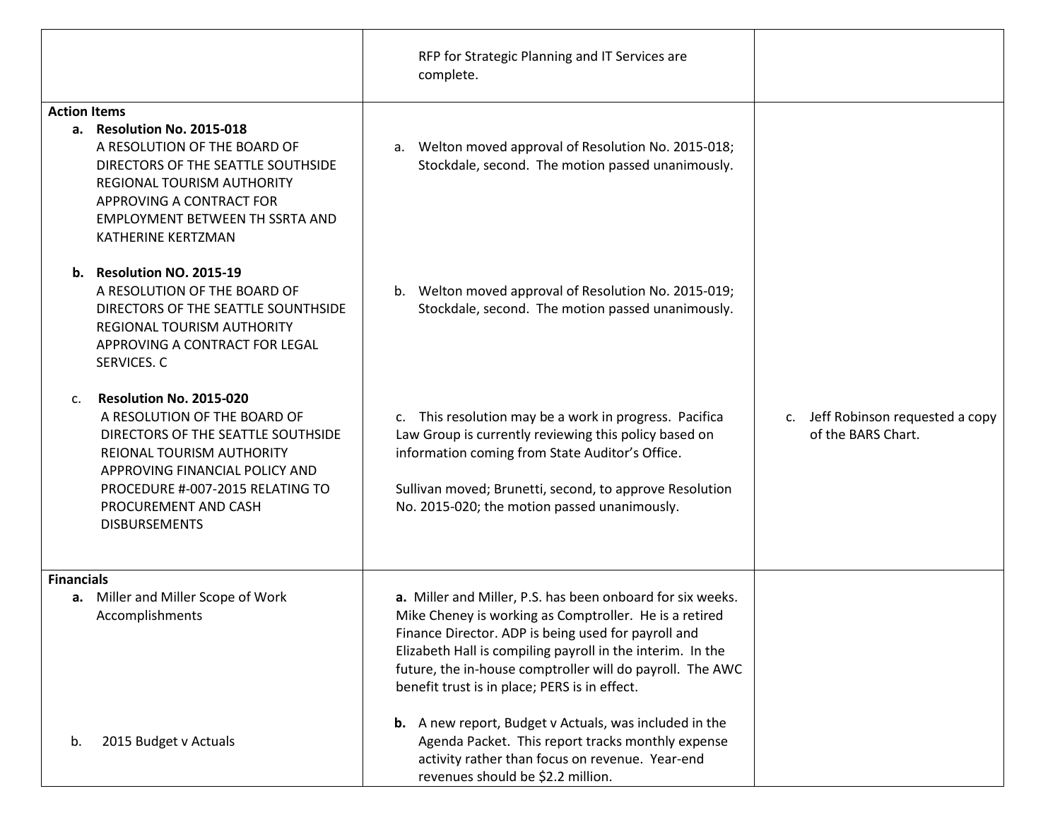| | | |
|---|---|---|
| | RFP for Strategic Planning and IT Services are complete. | |
| **Action Items**<br>**a. Resolution No. 2015-018**<br>A RESOLUTION OF THE BOARD OF DIRECTORS OF THE SEATTLE SOUTHSIDE REGIONAL TOURISM AUTHORITY APPROVING A CONTRACT FOR EMPLOYMENT BETWEEN TH SSRTA AND KATHERINE KERTZMAN<br><br>**b. Resolution NO. 2015-19**<br>A RESOLUTION OF THE BOARD OF DIRECTORS OF THE SEATTLE SOUNTHSIDE REGIONAL TOURISM AUTHORITY APPROVING A CONTRACT FOR LEGAL SERVICES. C<br><br>c. **Resolution No. 2015-020**<br>A RESOLUTION OF THE BOARD OF DIRECTORS OF THE SEATTLE SOUTHSIDE REIONAL TOURISM AUTHORITY APPROVING FINANCIAL POLICY AND PROCEDURE #-007-2015 RELATING TO PROCUREMENT AND CASH DISBURSEMENTS | a. Welton moved approval of Resolution No. 2015-018; Stockdale, second. The motion passed unanimously.<br><br>b. Welton moved approval of Resolution No. 2015-019; Stockdale, second. The motion passed unanimously.<br><br>c. This resolution may be a work in progress. Pacifica Law Group is currently reviewing this policy based on information coming from State Auditor's Office.<br><br>Sullivan moved; Brunetti, second, to approve Resolution No. 2015-020; the motion passed unanimously. | c. Jeff Robinson requested a copy of the BARS Chart. |
| **Financials**<br>**a.** Miller and Miller Scope of Work Accomplishments<br><br>b. 2015 Budget v Actuals | **a.** Miller and Miller, P.S. has been onboard for six weeks. Mike Cheney is working as Comptroller. He is a retired Finance Director. ADP is being used for payroll and Elizabeth Hall is compiling payroll in the interim. In the future, the in-house comptroller will do payroll. The AWC benefit trust is in place; PERS is in effect.<br><br>**b.** A new report, Budget v Actuals, was included in the Agenda Packet. This report tracks monthly expense activity rather than focus on revenue. Year-end revenues should be $2.2 million. | |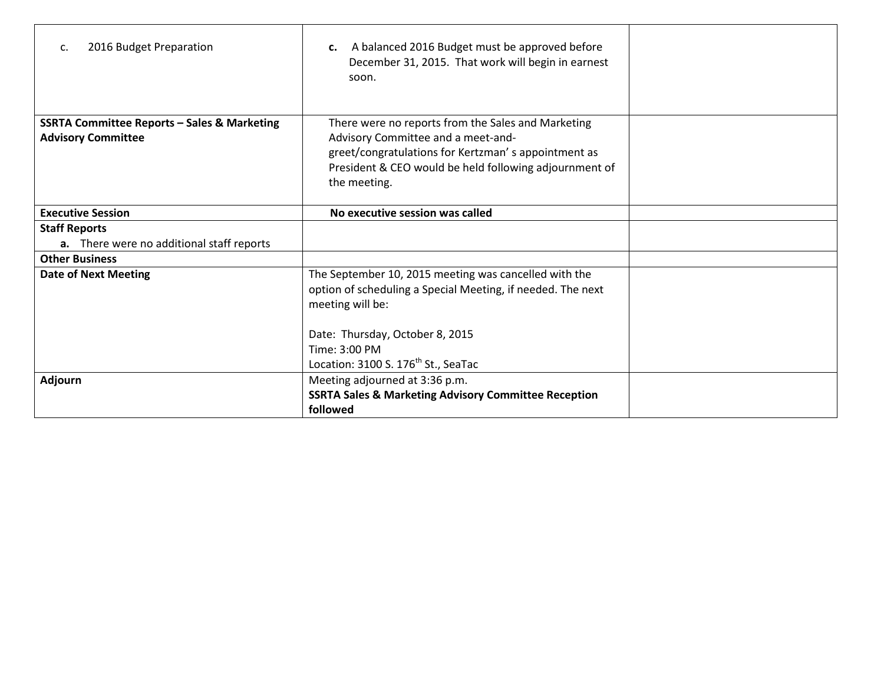| | | |
|---|---|---|
| c. 2016 Budget Preparation | **c.** A balanced 2016 Budget must be approved before December 31, 2015. That work will begin in earnest soon. | |
| **SSRTA Committee Reports – Sales & Marketing Advisory Committee** | There were no reports from the Sales and Marketing Advisory Committee and a meet-and-greet/congratulations for Kertzman' s appointment as President & CEO would be held following adjournment of the meeting. | |
| **Executive Session** | **No executive session was called** | |
| **Staff Reports**<br>**a.** There were no additional staff reports | | |
| **Other Business** | | |
| **Date of Next Meeting** | The September 10, 2015 meeting was cancelled with the option of scheduling a Special Meeting, if needed. The next meeting will be:<br><br>Date: Thursday, October 8, 2015<br>Time: 3:00 PM<br>Location: 3100 S. 176th St., SeaTac | |
| **Adjourn** | Meeting adjourned at 3:36 p.m.<br>**SSRTA Sales & Marketing Advisory Committee Reception followed** | |